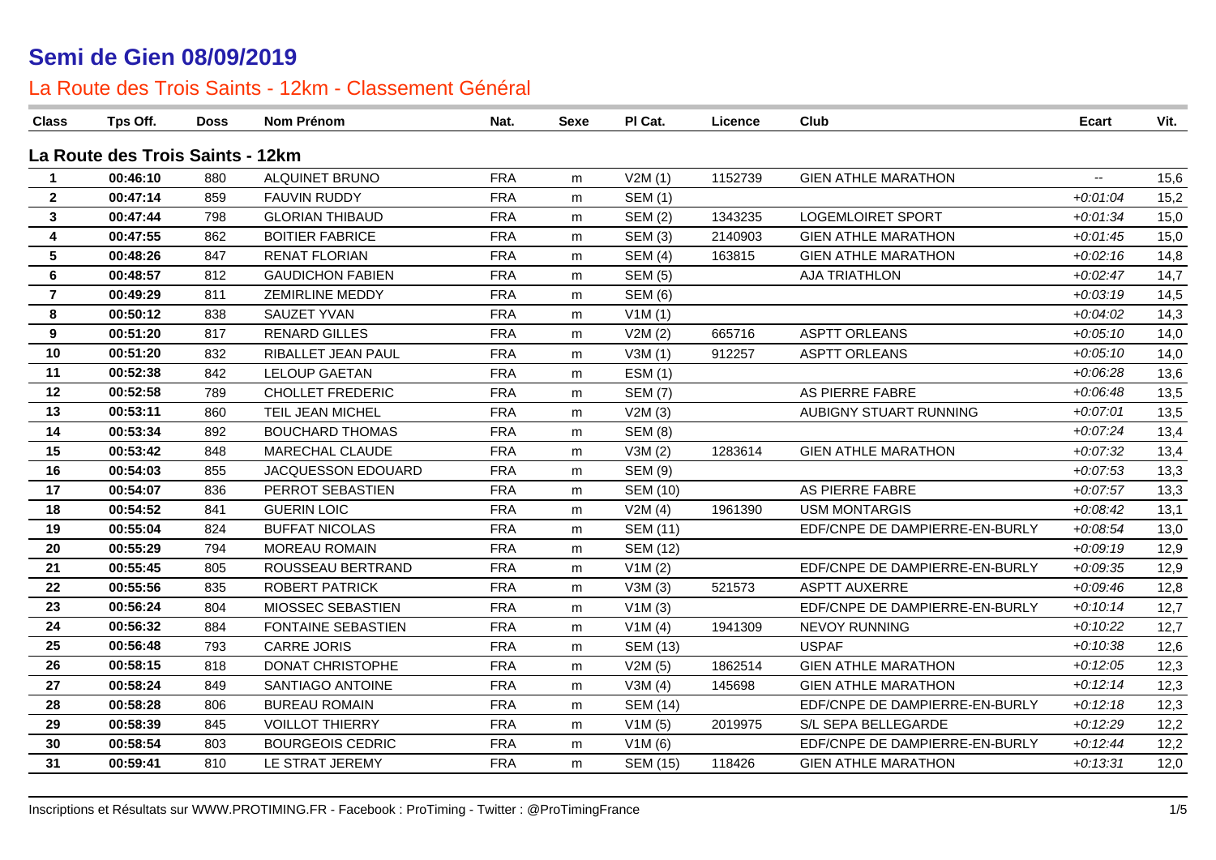# Semi de Gien 08/09/2019

## La Route des Trois Saints - 12km - Classement Général

| Class | Tps Off. | Doss | Nom Prénom | Nat. | Sexe | Pl Cat. | Licence | Club | Ecart | Vit. |
|---|---|---|---|---|---|---|---|---|---|---|
| **La Route des Trois Saints - 12km** | | | | | | | | | | |
| 1 | 00:46:10 | 880 | ALQUINET BRUNO | FRA | m | V2M (1) | 1152739 | GIEN ATHLE MARATHON | -- | 15,6 |
| 2 | 00:47:14 | 859 | FAUVIN RUDDY | FRA | m | SEM (1) | | | +0:01:04 | 15,2 |
| 3 | 00:47:44 | 798 | GLORIAN THIBAUD | FRA | m | SEM (2) | 1343235 | LOGEMLOIRET SPORT | +0:01:34 | 15,0 |
| 4 | 00:47:55 | 862 | BOITIER FABRICE | FRA | m | SEM (3) | 2140903 | GIEN ATHLE MARATHON | +0:01:45 | 15,0 |
| 5 | 00:48:26 | 847 | RENAT FLORIAN | FRA | m | SEM (4) | 163815 | GIEN ATHLE MARATHON | +0:02:16 | 14,8 |
| 6 | 00:48:57 | 812 | GAUDICHON FABIEN | FRA | m | SEM (5) | | AJA TRIATHLON | +0:02:47 | 14,7 |
| 7 | 00:49:29 | 811 | ZEMIRLINE MEDDY | FRA | m | SEM (6) | | | +0:03:19 | 14,5 |
| 8 | 00:50:12 | 838 | SAUZET YVAN | FRA | m | V1M (1) | | | +0:04:02 | 14,3 |
| 9 | 00:51:20 | 817 | RENARD GILLES | FRA | m | V2M (2) | 665716 | ASPTT ORLEANS | +0:05:10 | 14,0 |
| 10 | 00:51:20 | 832 | RIBALLET JEAN PAUL | FRA | m | V3M (1) | 912257 | ASPTT ORLEANS | +0:05:10 | 14,0 |
| 11 | 00:52:38 | 842 | LELOUP GAETAN | FRA | m | ESM (1) | | | +0:06:28 | 13,6 |
| 12 | 00:52:58 | 789 | CHOLLET FREDERIC | FRA | m | SEM (7) | | AS PIERRE FABRE | +0:06:48 | 13,5 |
| 13 | 00:53:11 | 860 | TEIL JEAN MICHEL | FRA | m | V2M (3) | | AUBIGNY STUART RUNNING | +0:07:01 | 13,5 |
| 14 | 00:53:34 | 892 | BOUCHARD THOMAS | FRA | m | SEM (8) | | | +0:07:24 | 13,4 |
| 15 | 00:53:42 | 848 | MARECHAL CLAUDE | FRA | m | V3M (2) | 1283614 | GIEN ATHLE MARATHON | +0:07:32 | 13,4 |
| 16 | 00:54:03 | 855 | JACQUESSON EDOUARD | FRA | m | SEM (9) | | | +0:07:53 | 13,3 |
| 17 | 00:54:07 | 836 | PERROT SEBASTIEN | FRA | m | SEM (10) | | AS PIERRE FABRE | +0:07:57 | 13,3 |
| 18 | 00:54:52 | 841 | GUERIN LOIC | FRA | m | V2M (4) | 1961390 | USM MONTARGIS | +0:08:42 | 13,1 |
| 19 | 00:55:04 | 824 | BUFFAT NICOLAS | FRA | m | SEM (11) | | EDF/CNPE DE DAMPIERRE-EN-BURLY | +0:08:54 | 13,0 |
| 20 | 00:55:29 | 794 | MOREAU ROMAIN | FRA | m | SEM (12) | | | +0:09:19 | 12,9 |
| 21 | 00:55:45 | 805 | ROUSSEAU BERTRAND | FRA | m | V1M (2) | | EDF/CNPE DE DAMPIERRE-EN-BURLY | +0:09:35 | 12,9 |
| 22 | 00:55:56 | 835 | ROBERT PATRICK | FRA | m | V3M (3) | 521573 | ASPTT AUXERRE | +0:09:46 | 12,8 |
| 23 | 00:56:24 | 804 | MIOSSEC SEBASTIEN | FRA | m | V1M (3) | | EDF/CNPE DE DAMPIERRE-EN-BURLY | +0:10:14 | 12,7 |
| 24 | 00:56:32 | 884 | FONTAINE SEBASTIEN | FRA | m | V1M (4) | 1941309 | NEVOY RUNNING | +0:10:22 | 12,7 |
| 25 | 00:56:48 | 793 | CARRE JORIS | FRA | m | SEM (13) | | USPAF | +0:10:38 | 12,6 |
| 26 | 00:58:15 | 818 | DONAT CHRISTOPHE | FRA | m | V2M (5) | 1862514 | GIEN ATHLE MARATHON | +0:12:05 | 12,3 |
| 27 | 00:58:24 | 849 | SANTIAGO ANTOINE | FRA | m | V3M (4) | 145698 | GIEN ATHLE MARATHON | +0:12:14 | 12,3 |
| 28 | 00:58:28 | 806 | BUREAU ROMAIN | FRA | m | SEM (14) | | EDF/CNPE DE DAMPIERRE-EN-BURLY | +0:12:18 | 12,3 |
| 29 | 00:58:39 | 845 | VOILLOT THIERRY | FRA | m | V1M (5) | 2019975 | S/L SEPA BELLEGARDE | +0:12:29 | 12,2 |
| 30 | 00:58:54 | 803 | BOURGEOIS CEDRIC | FRA | m | V1M (6) | | EDF/CNPE DE DAMPIERRE-EN-BURLY | +0:12:44 | 12,2 |
| 31 | 00:59:41 | 810 | LE STRAT JEREMY | FRA | m | SEM (15) | 118426 | GIEN ATHLE MARATHON | +0:13:31 | 12,0 |

Inscriptions et Résultats sur WWW.PROTIMING.FR - Facebook : ProTiming - Twitter : @ProTimingFrance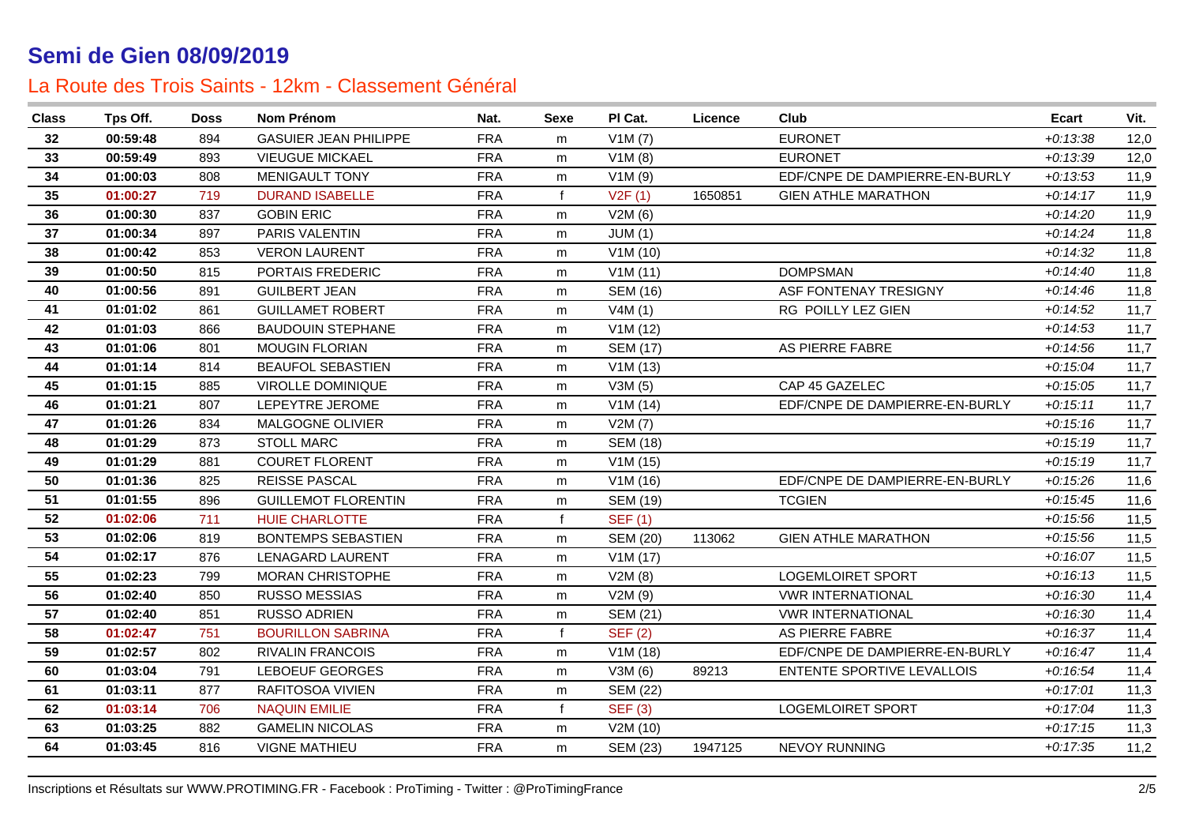# Semi de Gien 08/09/2019

## La Route des Trois Saints - 12km - Classement Général

| Class | Tps Off. | Doss | Nom Prénom | Nat. | Sexe | Pl Cat. | Licence | Club | Ecart | Vit. |
|---|---|---|---|---|---|---|---|---|---|---|
| 32 | 00:59:48 | 894 | GASUIER JEAN PHILIPPE | FRA | m | V1M (7) | | EURONET | +0:13:38 | 12,0 |
| 33 | 00:59:49 | 893 | VIEUGUE MICKAEL | FRA | m | V1M (8) | | EURONET | +0:13:39 | 12,0 |
| 34 | 01:00:03 | 808 | MENIGAULT TONY | FRA | m | V1M (9) | | EDF/CNPE DE DAMPIERRE-EN-BURLY | +0:13:53 | 11,9 |
| 35 | 01:00:27 | 719 | DURAND ISABELLE | FRA | f | V2F (1) | 1650851 | GIEN ATHLE MARATHON | +0:14:17 | 11,9 |
| 36 | 01:00:30 | 837 | GOBIN ERIC | FRA | m | V2M (6) | | | +0:14:20 | 11,9 |
| 37 | 01:00:34 | 897 | PARIS VALENTIN | FRA | m | JUM (1) | | | +0:14:24 | 11,8 |
| 38 | 01:00:42 | 853 | VERON LAURENT | FRA | m | V1M (10) | | | +0:14:32 | 11,8 |
| 39 | 01:00:50 | 815 | PORTAIS FREDERIC | FRA | m | V1M (11) | | DOMPSMAN | +0:14:40 | 11,8 |
| 40 | 01:00:56 | 891 | GUILBERT JEAN | FRA | m | SEM (16) | | ASF FONTENAY TRESIGNY | +0:14:46 | 11,8 |
| 41 | 01:01:02 | 861 | GUILLAMET ROBERT | FRA | m | V4M (1) | | RG POILLY LEZ GIEN | +0:14:52 | 11,7 |
| 42 | 01:01:03 | 866 | BAUDOUIN STEPHANE | FRA | m | V1M (12) | | | +0:14:53 | 11,7 |
| 43 | 01:01:06 | 801 | MOUGIN FLORIAN | FRA | m | SEM (17) | | AS PIERRE FABRE | +0:14:56 | 11,7 |
| 44 | 01:01:14 | 814 | BEAUFOL SEBASTIEN | FRA | m | V1M (13) | | | +0:15:04 | 11,7 |
| 45 | 01:01:15 | 885 | VIROLLE DOMINIQUE | FRA | m | V3M (5) | | CAP 45 GAZELEC | +0:15:05 | 11,7 |
| 46 | 01:01:21 | 807 | LEPEYTRE JEROME | FRA | m | V1M (14) | | EDF/CNPE DE DAMPIERRE-EN-BURLY | +0:15:11 | 11,7 |
| 47 | 01:01:26 | 834 | MALGOGNE OLIVIER | FRA | m | V2M (7) | | | +0:15:16 | 11,7 |
| 48 | 01:01:29 | 873 | STOLL MARC | FRA | m | SEM (18) | | | +0:15:19 | 11,7 |
| 49 | 01:01:29 | 881 | COURET FLORENT | FRA | m | V1M (15) | | | +0:15:19 | 11,7 |
| 50 | 01:01:36 | 825 | REISSE PASCAL | FRA | m | V1M (16) | | EDF/CNPE DE DAMPIERRE-EN-BURLY | +0:15:26 | 11,6 |
| 51 | 01:01:55 | 896 | GUILLEMOT FLORENTIN | FRA | m | SEM (19) | | TCGIEN | +0:15:45 | 11,6 |
| 52 | 01:02:06 | 711 | HUIE CHARLOTTE | FRA | f | SEF (1) | | | +0:15:56 | 11,5 |
| 53 | 01:02:06 | 819 | BONTEMPS SEBASTIEN | FRA | m | SEM (20) | 113062 | GIEN ATHLE MARATHON | +0:15:56 | 11,5 |
| 54 | 01:02:17 | 876 | LENAGARD LAURENT | FRA | m | V1M (17) | | | +0:16:07 | 11,5 |
| 55 | 01:02:23 | 799 | MORAN CHRISTOPHE | FRA | m | V2M (8) | | LOGEMLOIRET SPORT | +0:16:13 | 11,5 |
| 56 | 01:02:40 | 850 | RUSSO MESSIAS | FRA | m | V2M (9) | | VWR INTERNATIONAL | +0:16:30 | 11,4 |
| 57 | 01:02:40 | 851 | RUSSO ADRIEN | FRA | m | SEM (21) | | VWR INTERNATIONAL | +0:16:30 | 11,4 |
| 58 | 01:02:47 | 751 | BOURILLON SABRINA | FRA | f | SEF (2) | | AS PIERRE FABRE | +0:16:37 | 11,4 |
| 59 | 01:02:57 | 802 | RIVALIN FRANCOIS | FRA | m | V1M (18) | | EDF/CNPE DE DAMPIERRE-EN-BURLY | +0:16:47 | 11,4 |
| 60 | 01:03:04 | 791 | LEBOEUF GEORGES | FRA | m | V3M (6) | 89213 | ENTENTE SPORTIVE LEVALLOIS | +0:16:54 | 11,4 |
| 61 | 01:03:11 | 877 | RAFITOSOA VIVIEN | FRA | m | SEM (22) | | | +0:17:01 | 11,3 |
| 62 | 01:03:14 | 706 | NAQUIN EMILIE | FRA | f | SEF (3) | | LOGEMLOIRET SPORT | +0:17:04 | 11,3 |
| 63 | 01:03:25 | 882 | GAMELIN NICOLAS | FRA | m | V2M (10) | | | +0:17:15 | 11,3 |
| 64 | 01:03:45 | 816 | VIGNE MATHIEU | FRA | m | SEM (23) | 1947125 | NEVOY RUNNING | +0:17:35 | 11,2 |

Inscriptions et Résultats sur WWW.PROTIMING.FR - Facebook : ProTiming - Twitter : @ProTimingFrance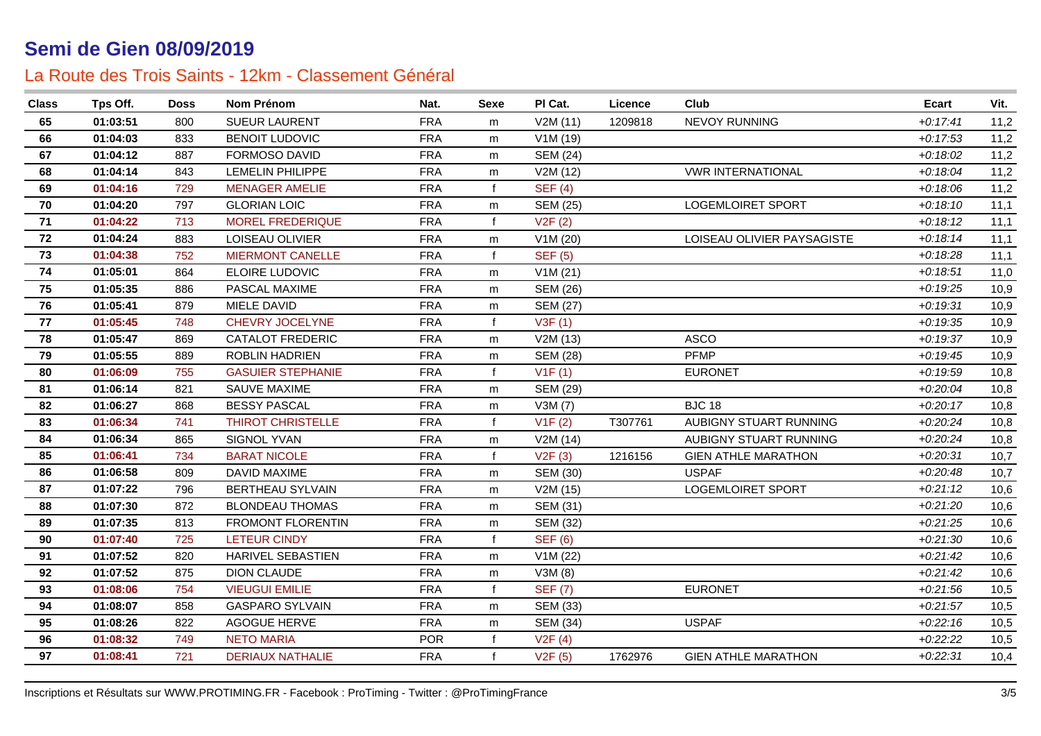# Semi de Gien 08/09/2019

## La Route des Trois Saints - 12km - Classement Général

| Class | Tps Off. | Doss | Nom Prénom | Nat. | Sexe | Pl Cat. | Licence | Club | Ecart | Vit. |
|---|---|---|---|---|---|---|---|---|---|---|
| 65 | 01:03:51 | 800 | SUEUR LAURENT | FRA | m | V2M (11) | 1209818 | NEVOY RUNNING | +0:17:41 | 11,2 |
| 66 | 01:04:03 | 833 | BENOIT LUDOVIC | FRA | m | V1M (19) | | | +0:17:53 | 11,2 |
| 67 | 01:04:12 | 887 | FORMOSO DAVID | FRA | m | SEM (24) | | | +0:18:02 | 11,2 |
| 68 | 01:04:14 | 843 | LEMELIN PHILIPPE | FRA | m | V2M (12) | | VWR INTERNATIONAL | +0:18:04 | 11,2 |
| 69 | 01:04:16 | 729 | MENAGER AMELIE | FRA | f | SEF (4) | | | +0:18:06 | 11,2 |
| 70 | 01:04:20 | 797 | GLORIAN LOIC | FRA | m | SEM (25) | | LOGEMLOIRET SPORT | +0:18:10 | 11,1 |
| 71 | 01:04:22 | 713 | MOREL FREDERIQUE | FRA | f | V2F (2) | | | +0:18:12 | 11,1 |
| 72 | 01:04:24 | 883 | LOISEAU OLIVIER | FRA | m | V1M (20) | | LOISEAU OLIVIER PAYSAGISTE | +0:18:14 | 11,1 |
| 73 | 01:04:38 | 752 | MIERMONT CANELLE | FRA | f | SEF (5) | | | +0:18:28 | 11,1 |
| 74 | 01:05:01 | 864 | ELOIRE LUDOVIC | FRA | m | V1M (21) | | | +0:18:51 | 11,0 |
| 75 | 01:05:35 | 886 | PASCAL MAXIME | FRA | m | SEM (26) | | | +0:19:25 | 10,9 |
| 76 | 01:05:41 | 879 | MIELE DAVID | FRA | m | SEM (27) | | | +0:19:31 | 10,9 |
| 77 | 01:05:45 | 748 | CHEVRY JOCELYNE | FRA | f | V3F (1) | | | +0:19:35 | 10,9 |
| 78 | 01:05:47 | 869 | CATALOT FREDERIC | FRA | m | V2M (13) | | ASCO | +0:19:37 | 10,9 |
| 79 | 01:05:55 | 889 | ROBLIN HADRIEN | FRA | m | SEM (28) | | PFMP | +0:19:45 | 10,9 |
| 80 | 01:06:09 | 755 | GASUIER STEPHANIE | FRA | f | V1F (1) | | EURONET | +0:19:59 | 10,8 |
| 81 | 01:06:14 | 821 | SAUVE MAXIME | FRA | m | SEM (29) | | | +0:20:04 | 10,8 |
| 82 | 01:06:27 | 868 | BESSY PASCAL | FRA | m | V3M (7) | | BJC 18 | +0:20:17 | 10,8 |
| 83 | 01:06:34 | 741 | THIROT CHRISTELLE | FRA | f | V1F (2) | T307761 | AUBIGNY STUART RUNNING | +0:20:24 | 10,8 |
| 84 | 01:06:34 | 865 | SIGNOL YVAN | FRA | m | V2M (14) | | AUBIGNY STUART RUNNING | +0:20:24 | 10,8 |
| 85 | 01:06:41 | 734 | BARAT NICOLE | FRA | f | V2F (3) | 1216156 | GIEN ATHLE MARATHON | +0:20:31 | 10,7 |
| 86 | 01:06:58 | 809 | DAVID MAXIME | FRA | m | SEM (30) | | USPAF | +0:20:48 | 10,7 |
| 87 | 01:07:22 | 796 | BERTHEAU SYLVAIN | FRA | m | V2M (15) | | LOGEMLOIRET SPORT | +0:21:12 | 10,6 |
| 88 | 01:07:30 | 872 | BLONDEAU THOMAS | FRA | m | SEM (31) | | | +0:21:20 | 10,6 |
| 89 | 01:07:35 | 813 | FROMONT FLORENTIN | FRA | m | SEM (32) | | | +0:21:25 | 10,6 |
| 90 | 01:07:40 | 725 | LETEUR CINDY | FRA | f | SEF (6) | | | +0:21:30 | 10,6 |
| 91 | 01:07:52 | 820 | HARIVEL SEBASTIEN | FRA | m | V1M (22) | | | +0:21:42 | 10,6 |
| 92 | 01:07:52 | 875 | DION CLAUDE | FRA | m | V3M (8) | | | +0:21:42 | 10,6 |
| 93 | 01:08:06 | 754 | VIEUGUI EMILIE | FRA | f | SEF (7) | | EURONET | +0:21:56 | 10,5 |
| 94 | 01:08:07 | 858 | GASPARO SYLVAIN | FRA | m | SEM (33) | | | +0:21:57 | 10,5 |
| 95 | 01:08:26 | 822 | AGOGUE HERVE | FRA | m | SEM (34) | | USPAF | +0:22:16 | 10,5 |
| 96 | 01:08:32 | 749 | NETO MARIA | POR | f | V2F (4) | | | +0:22:22 | 10,5 |
| 97 | 01:08:41 | 721 | DERIAUX NATHALIE | FRA | f | V2F (5) | 1762976 | GIEN ATHLE MARATHON | +0:22:31 | 10,4 |

Inscriptions et Résultats sur WWW.PROTIMING.FR - Facebook : ProTiming - Twitter : @ProTimingFrance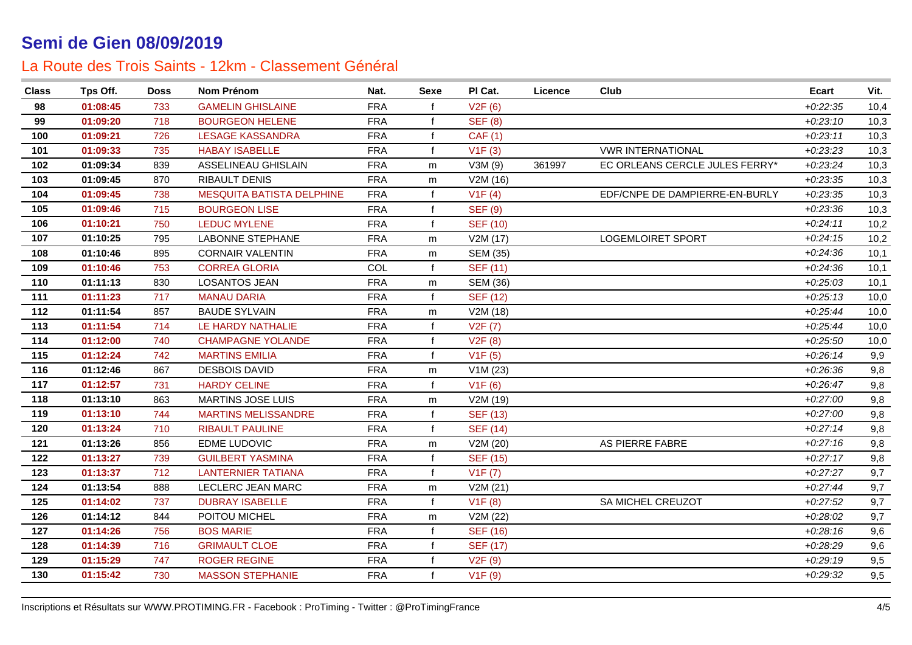# Semi de Gien 08/09/2019

## La Route des Trois Saints - 12km - Classement Général

| Class | Tps Off. | Doss | Nom Prénom | Nat. | Sexe | Pl Cat. | Licence | Club | Ecart | Vit. |
|---|---|---|---|---|---|---|---|---|---|---|
| 98 | 01:08:45 | 733 | GAMELIN GHISLAINE | FRA | f | V2F (6) | | | +0:22:35 | 10,4 |
| 99 | 01:09:20 | 718 | BOURGEON HELENE | FRA | f | SEF (8) | | | +0:23:10 | 10,3 |
| 100 | 01:09:21 | 726 | LESAGE KASSANDRA | FRA | f | CAF (1) | | | +0:23:11 | 10,3 |
| 101 | 01:09:33 | 735 | HABAY ISABELLE | FRA | f | V1F (3) | | VWR INTERNATIONAL | +0:23:23 | 10,3 |
| 102 | 01:09:34 | 839 | ASSELINEAU GHISLAIN | FRA | m | V3M (9) | 361997 | EC ORLEANS CERCLE JULES FERRY* | +0:23:24 | 10,3 |
| 103 | 01:09:45 | 870 | RIBAULT DENIS | FRA | m | V2M (16) | | | +0:23:35 | 10,3 |
| 104 | 01:09:45 | 738 | MESQUITA BATISTA DELPHINE | FRA | f | V1F (4) | | EDF/CNPE DE DAMPIERRE-EN-BURLY | +0:23:35 | 10,3 |
| 105 | 01:09:46 | 715 | BOURGEON LISE | FRA | f | SEF (9) | | | +0:23:36 | 10,3 |
| 106 | 01:10:21 | 750 | LEDUC MYLENE | FRA | f | SEF (10) | | | +0:24:11 | 10,2 |
| 107 | 01:10:25 | 795 | LABONNE STEPHANE | FRA | m | V2M (17) | | LOGEMLOIRET SPORT | +0:24:15 | 10,2 |
| 108 | 01:10:46 | 895 | CORNAIR VALENTIN | FRA | m | SEM (35) | | | +0:24:36 | 10,1 |
| 109 | 01:10:46 | 753 | CORREA GLORIA | COL | f | SEF (11) | | | +0:24:36 | 10,1 |
| 110 | 01:11:13 | 830 | LOSANTOS JEAN | FRA | m | SEM (36) | | | +0:25:03 | 10,1 |
| 111 | 01:11:23 | 717 | MANAU DARIA | FRA | f | SEF (12) | | | +0:25:13 | 10,0 |
| 112 | 01:11:54 | 857 | BAUDE SYLVAIN | FRA | m | V2M (18) | | | +0:25:44 | 10,0 |
| 113 | 01:11:54 | 714 | LE HARDY NATHALIE | FRA | f | V2F (7) | | | +0:25:44 | 10,0 |
| 114 | 01:12:00 | 740 | CHAMPAGNE YOLANDE | FRA | f | V2F (8) | | | +0:25:50 | 10,0 |
| 115 | 01:12:24 | 742 | MARTINS EMILIA | FRA | f | V1F (5) | | | +0:26:14 | 9,9 |
| 116 | 01:12:46 | 867 | DESBOIS DAVID | FRA | m | V1M (23) | | | +0:26:36 | 9,8 |
| 117 | 01:12:57 | 731 | HARDY CELINE | FRA | f | V1F (6) | | | +0:26:47 | 9,8 |
| 118 | 01:13:10 | 863 | MARTINS JOSE LUIS | FRA | m | V2M (19) | | | +0:27:00 | 9,8 |
| 119 | 01:13:10 | 744 | MARTINS MELISSANDRE | FRA | f | SEF (13) | | | +0:27:00 | 9,8 |
| 120 | 01:13:24 | 710 | RIBAULT PAULINE | FRA | f | SEF (14) | | | +0:27:14 | 9,8 |
| 121 | 01:13:26 | 856 | EDME LUDOVIC | FRA | m | V2M (20) | | AS PIERRE FABRE | +0:27:16 | 9,8 |
| 122 | 01:13:27 | 739 | GUILBERT YASMINA | FRA | f | SEF (15) | | | +0:27:17 | 9,8 |
| 123 | 01:13:37 | 712 | LANTERNIER TATIANA | FRA | f | V1F (7) | | | +0:27:27 | 9,7 |
| 124 | 01:13:54 | 888 | LECLERC JEAN MARC | FRA | m | V2M (21) | | | +0:27:44 | 9,7 |
| 125 | 01:14:02 | 737 | DUBRAY ISABELLE | FRA | f | V1F (8) | | SA MICHEL CREUZOT | +0:27:52 | 9,7 |
| 126 | 01:14:12 | 844 | POITOU MICHEL | FRA | m | V2M (22) | | | +0:28:02 | 9,7 |
| 127 | 01:14:26 | 756 | BOS MARIE | FRA | f | SEF (16) | | | +0:28:16 | 9,6 |
| 128 | 01:14:39 | 716 | GRIMAULT CLOE | FRA | f | SEF (17) | | | +0:28:29 | 9,6 |
| 129 | 01:15:29 | 747 | ROGER REGINE | FRA | f | V2F (9) | | | +0:29:19 | 9,5 |
| 130 | 01:15:42 | 730 | MASSON STEPHANIE | FRA | f | V1F (9) | | | +0:29:32 | 9,5 |

Inscriptions et Résultats sur WWW.PROTIMING.FR - Facebook : ProTiming - Twitter : @ProTimingFrance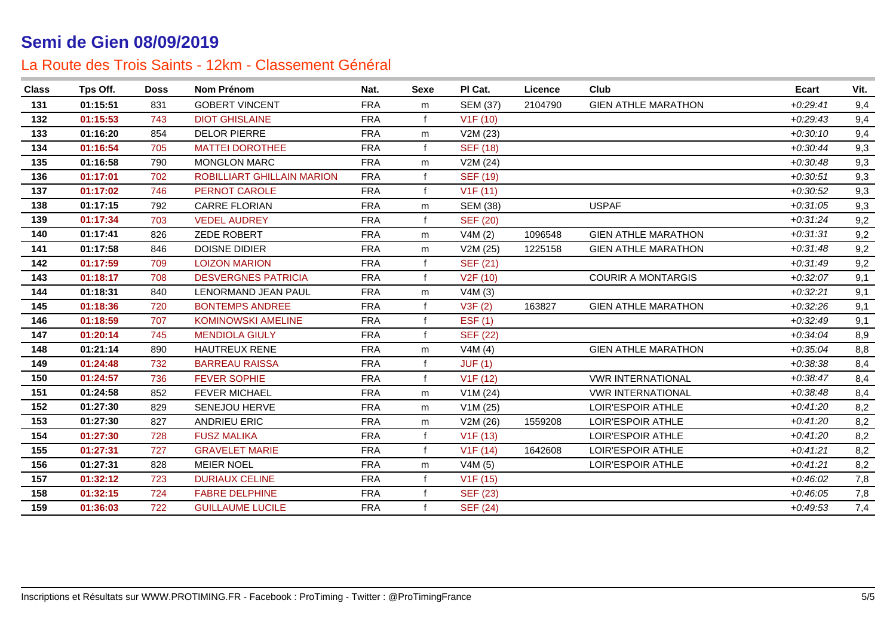# Semi de Gien 08/09/2019

## La Route des Trois Saints - 12km - Classement Général

| Class | Tps Off. | Doss | Nom Prénom | Nat. | Sexe | Pl Cat. | Licence | Club | Ecart | Vit. |
|---|---|---|---|---|---|---|---|---|---|---|
| 131 | 01:15:51 | 831 | GOBERT VINCENT | FRA | m | SEM (37) | 2104790 | GIEN ATHLE MARATHON | +0:29:41 | 9,4 |
| 132 | 01:15:53 | 743 | DIOT GHISLAINE | FRA | f | V1F (10) | | | +0:29:43 | 9,4 |
| 133 | 01:16:20 | 854 | DELOR PIERRE | FRA | m | V2M (23) | | | +0:30:10 | 9,4 |
| 134 | 01:16:54 | 705 | MATTEI DOROTHEE | FRA | f | SEF (18) | | | +0:30:44 | 9,3 |
| 135 | 01:16:58 | 790 | MONGLON MARC | FRA | m | V2M (24) | | | +0:30:48 | 9,3 |
| 136 | 01:17:01 | 702 | ROBILLIART GHILLAIN MARION | FRA | f | SEF (19) | | | +0:30:51 | 9,3 |
| 137 | 01:17:02 | 746 | PERNOT CAROLE | FRA | f | V1F (11) | | | +0:30:52 | 9,3 |
| 138 | 01:17:15 | 792 | CARRE FLORIAN | FRA | m | SEM (38) | | USPAF | +0:31:05 | 9,3 |
| 139 | 01:17:34 | 703 | VEDEL AUDREY | FRA | f | SEF (20) | | | +0:31:24 | 9,2 |
| 140 | 01:17:41 | 826 | ZEDE ROBERT | FRA | m | V4M (2) | 1096548 | GIEN ATHLE MARATHON | +0:31:31 | 9,2 |
| 141 | 01:17:58 | 846 | DOISNE DIDIER | FRA | m | V2M (25) | 1225158 | GIEN ATHLE MARATHON | +0:31:48 | 9,2 |
| 142 | 01:17:59 | 709 | LOIZON MARION | FRA | f | SEF (21) | | | +0:31:49 | 9,2 |
| 143 | 01:18:17 | 708 | DESVERGNES PATRICIA | FRA | f | V2F (10) | | COURIR A MONTARGIS | +0:32:07 | 9,1 |
| 144 | 01:18:31 | 840 | LENORMAND JEAN PAUL | FRA | m | V4M (3) | | | +0:32:21 | 9,1 |
| 145 | 01:18:36 | 720 | BONTEMPS ANDREE | FRA | f | V3F (2) | 163827 | GIEN ATHLE MARATHON | +0:32:26 | 9,1 |
| 146 | 01:18:59 | 707 | KOMINOWSKI AMELINE | FRA | f | ESF (1) | | | +0:32:49 | 9,1 |
| 147 | 01:20:14 | 745 | MENDIOLA GIULY | FRA | f | SEF (22) | | | +0:34:04 | 8,9 |
| 148 | 01:21:14 | 890 | HAUTREUX RENE | FRA | m | V4M (4) | | GIEN ATHLE MARATHON | +0:35:04 | 8,8 |
| 149 | 01:24:48 | 732 | BARREAU RAISSA | FRA | f | JUF (1) | | | +0:38:38 | 8,4 |
| 150 | 01:24:57 | 736 | FEVER SOPHIE | FRA | f | V1F (12) | | VWR INTERNATIONAL | +0:38:47 | 8,4 |
| 151 | 01:24:58 | 852 | FEVER MICHAEL | FRA | m | V1M (24) | | VWR INTERNATIONAL | +0:38:48 | 8,4 |
| 152 | 01:27:30 | 829 | SENEJOU HERVE | FRA | m | V1M (25) | | LOIR'ESPOIR ATHLE | +0:41:20 | 8,2 |
| 153 | 01:27:30 | 827 | ANDRIEU ERIC | FRA | m | V2M (26) | 1559208 | LOIR'ESPOIR ATHLE | +0:41:20 | 8,2 |
| 154 | 01:27:30 | 728 | FUSZ MALIKA | FRA | f | V1F (13) | | LOIR'ESPOIR ATHLE | +0:41:20 | 8,2 |
| 155 | 01:27:31 | 727 | GRAVELET MARIE | FRA | f | V1F (14) | 1642608 | LOIR'ESPOIR ATHLE | +0:41:21 | 8,2 |
| 156 | 01:27:31 | 828 | MEIER NOEL | FRA | m | V4M (5) | | LOIR'ESPOIR ATHLE | +0:41:21 | 8,2 |
| 157 | 01:32:12 | 723 | DURIAUX CELINE | FRA | f | V1F (15) | | | +0:46:02 | 7,8 |
| 158 | 01:32:15 | 724 | FABRE DELPHINE | FRA | f | SEF (23) | | | +0:46:05 | 7,8 |
| 159 | 01:36:03 | 722 | GUILLAUME LUCILE | FRA | f | SEF (24) | | | +0:49:53 | 7,4 |

Inscriptions et Résultats sur WWW.PROTIMING.FR - Facebook : ProTiming - Twitter : @ProTimingFrance